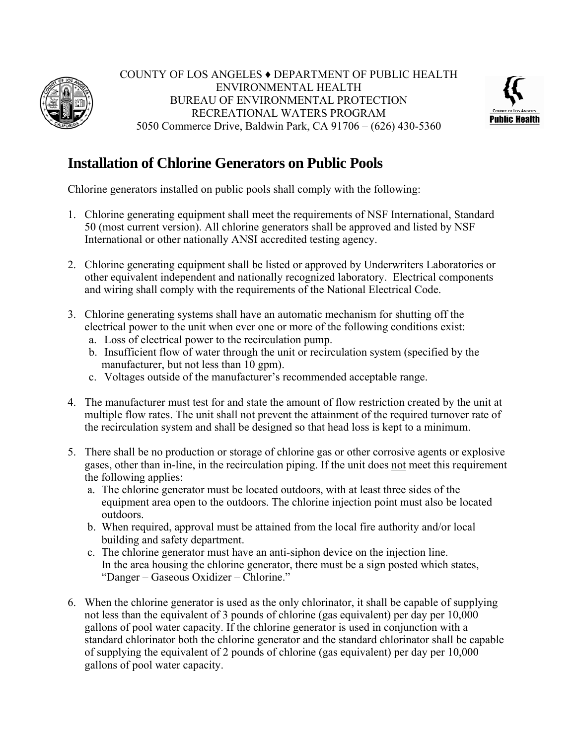COUNTY OF LOS ANGELES ♦ DEPARTMENT OF PUBLIC HEALTH
ENVIRONMENTAL HEALTH
BUREAU OF ENVIRONMENTAL PROTECTION
RECREATIONAL WATERS PROGRAM
5050 Commerce Drive, Baldwin Park, CA 91706 – (626) 430-5360

# Installation of Chlorine Generators on Public Pools

Chlorine generators installed on public pools shall comply with the following:

1. Chlorine generating equipment shall meet the requirements of NSF International, Standard 50 (most current version). All chlorine generators shall be approved and listed by NSF International or other nationally ANSI accredited testing agency.

2. Chlorine generating equipment shall be listed or approved by Underwriters Laboratories or other equivalent independent and nationally recognized laboratory. Electrical components and wiring shall comply with the requirements of the National Electrical Code.

3. Chlorine generating systems shall have an automatic mechanism for shutting off the electrical power to the unit when ever one or more of the following conditions exist:
   a. Loss of electrical power to the recirculation pump.
   b. Insufficient flow of water through the unit or recirculation system (specified by the manufacturer, but not less than 10 gpm).
   c. Voltages outside of the manufacturer's recommended acceptable range.

4. The manufacturer must test for and state the amount of flow restriction created by the unit at multiple flow rates. The unit shall not prevent the attainment of the required turnover rate of the recirculation system and shall be designed so that head loss is kept to a minimum.

5. There shall be no production or storage of chlorine gas or other corrosive agents or explosive gases, other than in-line, in the recirculation piping. If the unit does <u>not</u> meet this requirement the following applies:
   a. The chlorine generator must be located outdoors, with at least three sides of the equipment area open to the outdoors. The chlorine injection point must also be located outdoors.
   b. When required, approval must be attained from the local fire authority and/or local building and safety department.
   c. The chlorine generator must have an anti-siphon device on the injection line. In the area housing the chlorine generator, there must be a sign posted which states, "Danger – Gaseous Oxidizer – Chlorine."

6. When the chlorine generator is used as the only chlorinator, it shall be capable of supplying not less than the equivalent of 3 pounds of chlorine (gas equivalent) per day per 10,000 gallons of pool water capacity. If the chlorine generator is used in conjunction with a standard chlorinator both the chlorine generator and the standard chlorinator shall be capable of supplying the equivalent of 2 pounds of chlorine (gas equivalent) per day per 10,000 gallons of pool water capacity.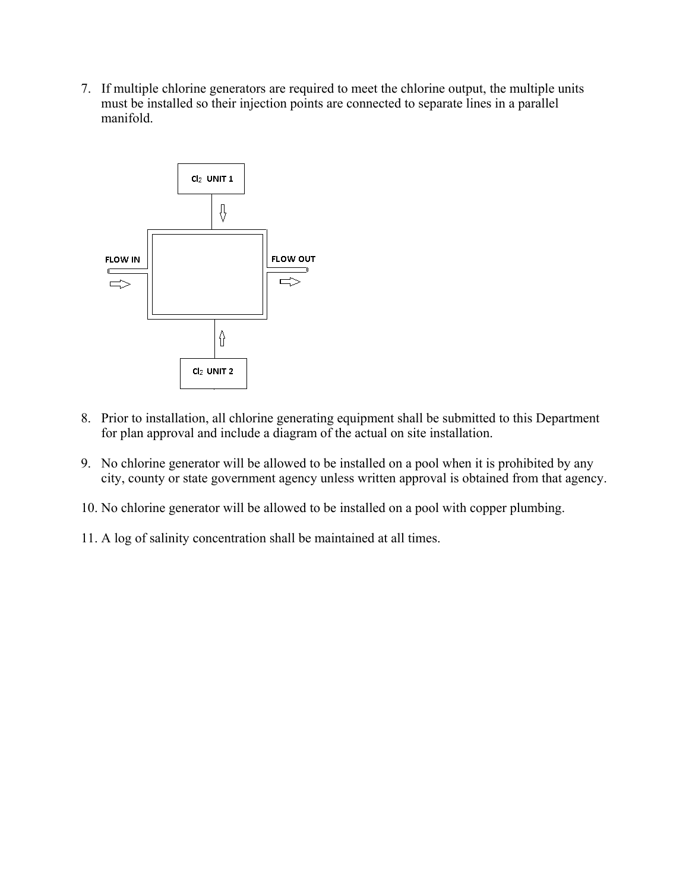7. If multiple chlorine generators are required to meet the chlorine output, the multiple units must be installed so their injection points are connected to separate lines in a parallel manifold.

$Cl_2$ UNIT 1

FLOW IN

FLOW OUT

$Cl_2$ UNIT 2

8. Prior to installation, all chlorine generating equipment shall be submitted to this Department for plan approval and include a diagram of the actual on site installation.

9. No chlorine generator will be allowed to be installed on a pool when it is prohibited by any city, county or state government agency unless written approval is obtained from that agency.

10. No chlorine generator will be allowed to be installed on a pool with copper plumbing.

11. A log of salinity concentration shall be maintained at all times.